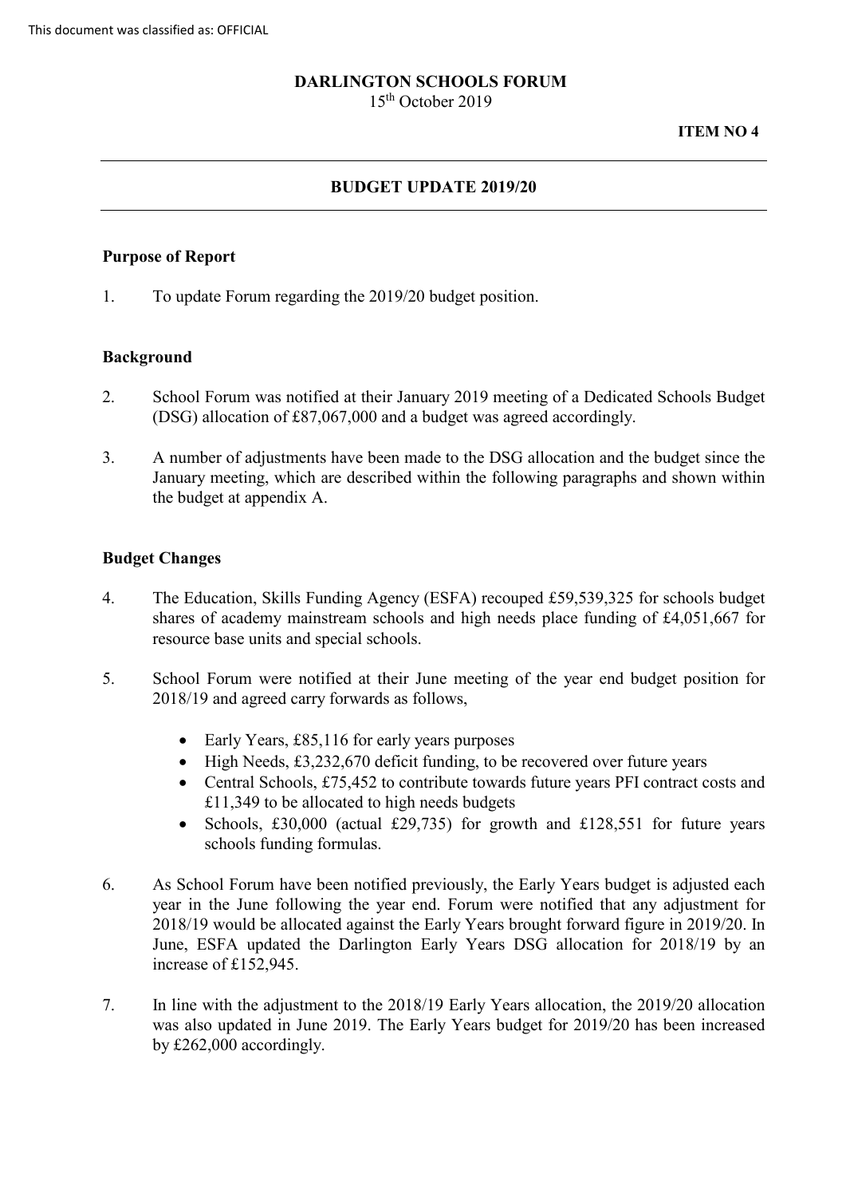This document was classified as: OFFICIAL

**DARLINGTON SCHOOLS FORUM**

15th October 2019

**ITEM NO 4**

---

**BUDGET UPDATE 2019/20**

---

**Purpose of Report**

1. To update Forum regarding the 2019/20 budget position.

**Background**

2. School Forum was notified at their January 2019 meeting of a Dedicated Schools Budget (DSG) allocation of £87,067,000 and a budget was agreed accordingly.

3. A number of adjustments have been made to the DSG allocation and the budget since the January meeting, which are described within the following paragraphs and shown within the budget at appendix A.

**Budget Changes**

4. The Education, Skills Funding Agency (ESFA) recouped £59,539,325 for schools budget shares of academy mainstream schools and high needs place funding of £4,051,667 for resource base units and special schools.

5. School Forum were notified at their June meeting of the year end budget position for 2018/19 and agreed carry forwards as follows,

   - Early Years, £85,116 for early years purposes
   - High Needs, £3,232,670 deficit funding, to be recovered over future years
   - Central Schools, £75,452 to contribute towards future years PFI contract costs and £11,349 to be allocated to high needs budgets
   - Schools, £30,000 (actual £29,735) for growth and £128,551 for future years schools funding formulas.

6. As School Forum have been notified previously, the Early Years budget is adjusted each year in the June following the year end. Forum were notified that any adjustment for 2018/19 would be allocated against the Early Years brought forward figure in 2019/20. In June, ESFA updated the Darlington Early Years DSG allocation for 2018/19 by an increase of £152,945.

7. In line with the adjustment to the 2018/19 Early Years allocation, the 2019/20 allocation was also updated in June 2019. The Early Years budget for 2019/20 has been increased by £262,000 accordingly.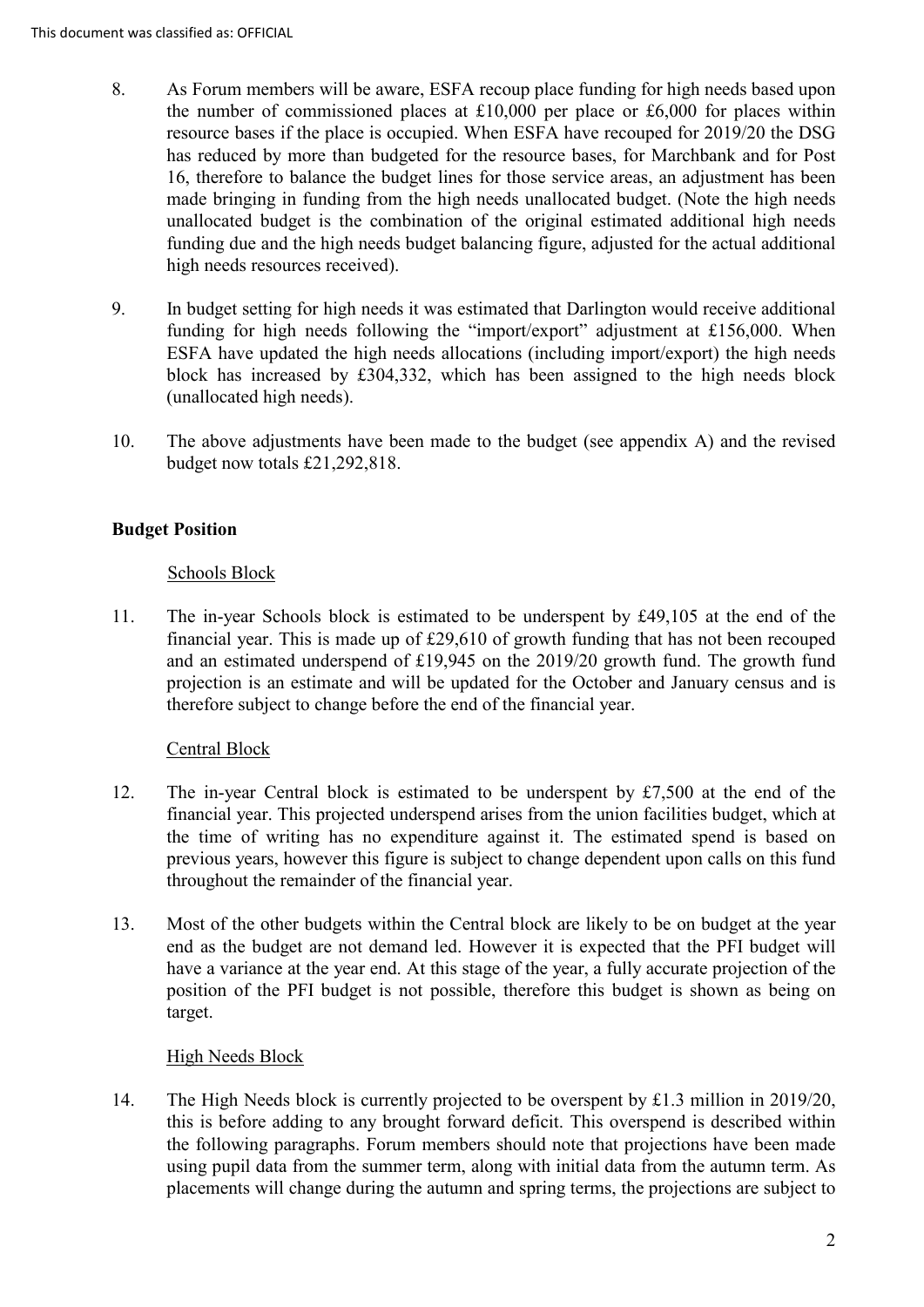8. As Forum members will be aware, ESFA recoup place funding for high needs based upon the number of commissioned places at £10,000 per place or £6,000 for places within resource bases if the place is occupied. When ESFA have recouped for 2019/20 the DSG has reduced by more than budgeted for the resource bases, for Marchbank and for Post 16, therefore to balance the budget lines for those service areas, an adjustment has been made bringing in funding from the high needs unallocated budget. (Note the high needs unallocated budget is the combination of the original estimated additional high needs funding due and the high needs budget balancing figure, adjusted for the actual additional high needs resources received).

9. In budget setting for high needs it was estimated that Darlington would receive additional funding for high needs following the "import/export" adjustment at £156,000. When ESFA have updated the high needs allocations (including import/export) the high needs block has increased by £304,332, which has been assigned to the high needs block (unallocated high needs).

10. The above adjustments have been made to the budget (see appendix A) and the revised budget now totals £21,292,818.

**Budget Position**

Schools Block

11. The in-year Schools block is estimated to be underspent by £49,105 at the end of the financial year. This is made up of £29,610 of growth funding that has not been recouped and an estimated underspend of £19,945 on the 2019/20 growth fund. The growth fund projection is an estimate and will be updated for the October and January census and is therefore subject to change before the end of the financial year.

Central Block

12. The in-year Central block is estimated to be underspent by £7,500 at the end of the financial year. This projected underspend arises from the union facilities budget, which at the time of writing has no expenditure against it. The estimated spend is based on previous years, however this figure is subject to change dependent upon calls on this fund throughout the remainder of the financial year.

13. Most of the other budgets within the Central block are likely to be on budget at the year end as the budget are not demand led. However it is expected that the PFI budget will have a variance at the year end. At this stage of the year, a fully accurate projection of the position of the PFI budget is not possible, therefore this budget is shown as being on target.

High Needs Block

14. The High Needs block is currently projected to be overspent by £1.3 million in 2019/20, this is before adding to any brought forward deficit. This overspend is described within the following paragraphs. Forum members should note that projections have been made using pupil data from the summer term, along with initial data from the autumn term. As placements will change during the autumn and spring terms, the projections are subject to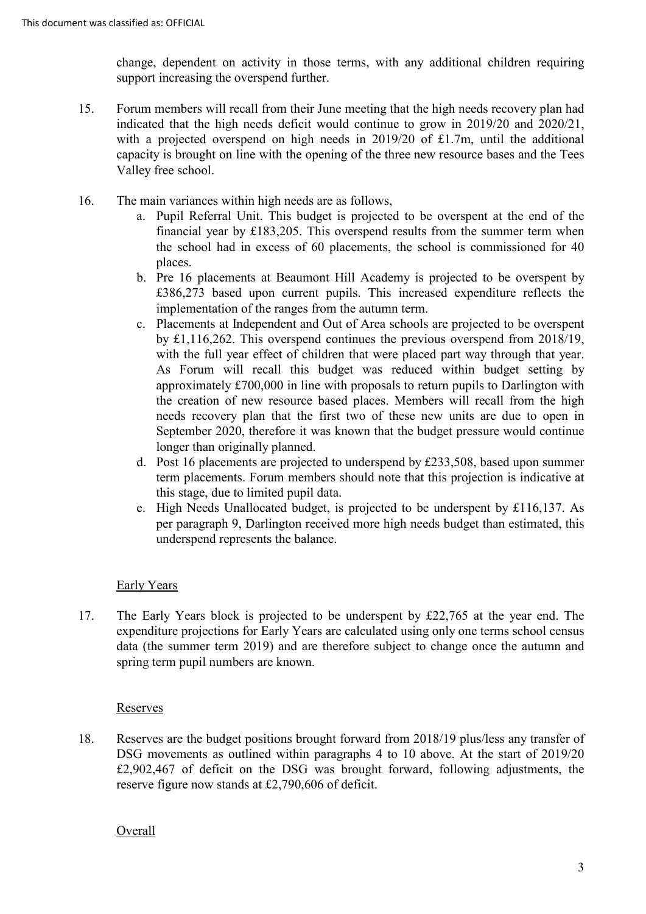change, dependent on activity in those terms, with any additional children requiring support increasing the overspend further.

15. Forum members will recall from their June meeting that the high needs recovery plan had indicated that the high needs deficit would continue to grow in 2019/20 and 2020/21, with a projected overspend on high needs in 2019/20 of £1.7m, until the additional capacity is brought on line with the opening of the three new resource bases and the Tees Valley free school.

16. The main variances within high needs are as follows,
    a. Pupil Referral Unit. This budget is projected to be overspent at the end of the financial year by £183,205. This overspend results from the summer term when the school had in excess of 60 placements, the school is commissioned for 40 places.
    b. Pre 16 placements at Beaumont Hill Academy is projected to be overspent by £386,273 based upon current pupils. This increased expenditure reflects the implementation of the ranges from the autumn term.
    c. Placements at Independent and Out of Area schools are projected to be overspent by £1,116,262. This overspend continues the previous overspend from 2018/19, with the full year effect of children that were placed part way through that year. As Forum will recall this budget was reduced within budget setting by approximately £700,000 in line with proposals to return pupils to Darlington with the creation of new resource based places. Members will recall from the high needs recovery plan that the first two of these new units are due to open in September 2020, therefore it was known that the budget pressure would continue longer than originally planned.
    d. Post 16 placements are projected to underspend by £233,508, based upon summer term placements. Forum members should note that this projection is indicative at this stage, due to limited pupil data.
    e. High Needs Unallocated budget, is projected to be underspent by £116,137. As per paragraph 9, Darlington received more high needs budget than estimated, this underspend represents the balance.

## Early Years

17. The Early Years block is projected to be underspent by £22,765 at the year end. The expenditure projections for Early Years are calculated using only one terms school census data (the summer term 2019) and are therefore subject to change once the autumn and spring term pupil numbers are known.

## Reserves

18. Reserves are the budget positions brought forward from 2018/19 plus/less any transfer of DSG movements as outlined within paragraphs 4 to 10 above. At the start of 2019/20 £2,902,467 of deficit on the DSG was brought forward, following adjustments, the reserve figure now stands at £2,790,606 of deficit.

## Overall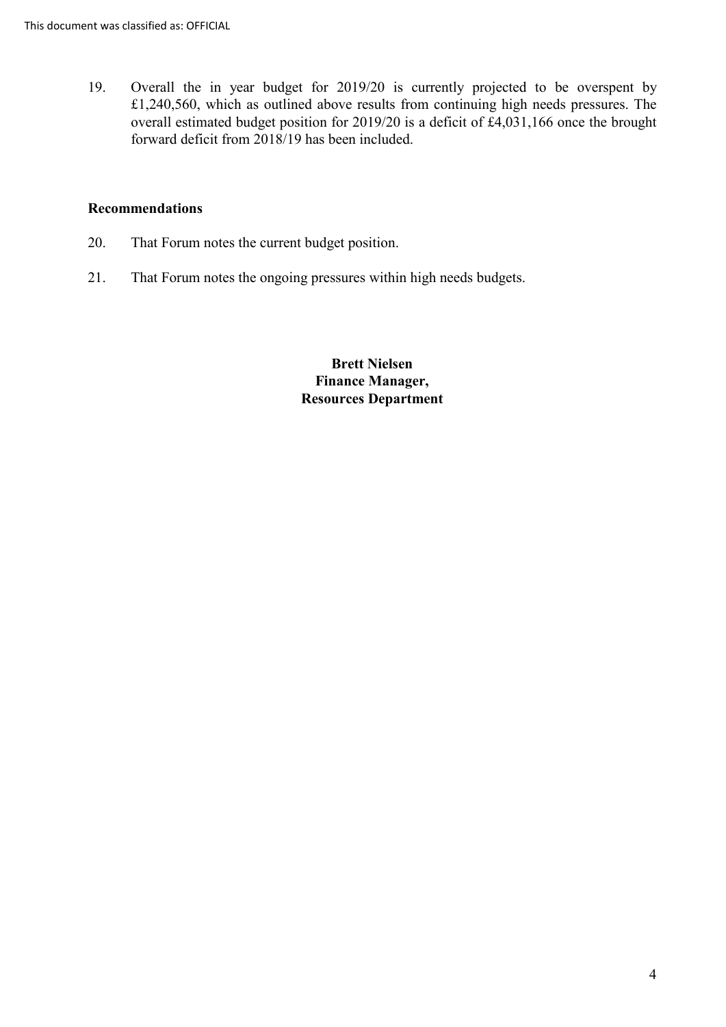19. Overall the in year budget for 2019/20 is currently projected to be overspent by £1,240,560, which as outlined above results from continuing high needs pressures. The overall estimated budget position for 2019/20 is a deficit of £4,031,166 once the brought forward deficit from 2018/19 has been included.

**Recommendations**

20. That Forum notes the current budget position.

21. That Forum notes the ongoing pressures within high needs budgets.

**Brett Nielsen**
**Finance Manager,**
**Resources Department**